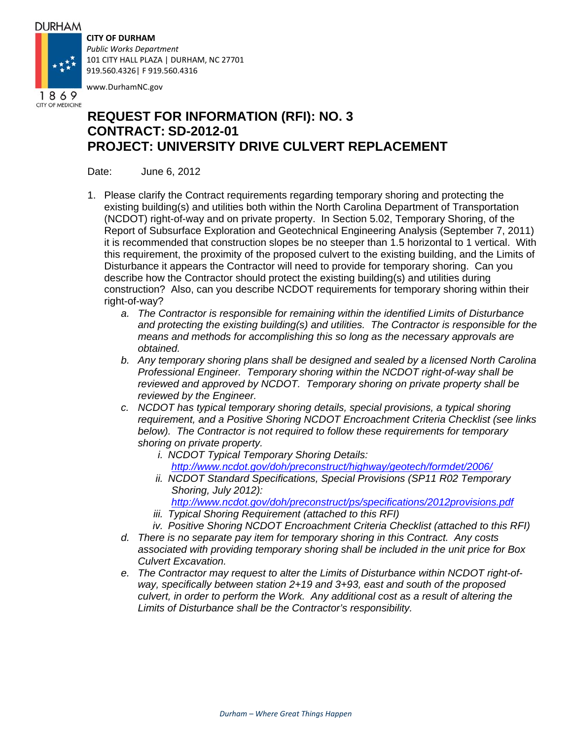DURHAM

1869
CITY OF MEDICINE

**CITY OF DURHAM**
*Public Works Department*
101 CITY HALL PLAZA | DURHAM, NC 27701
919.560.4326| F 919.560.4316

www.DurhamNC.gov

# REQUEST FOR INFORMATION (RFI): NO. 3
# CONTRACT: SD-2012-01
# PROJECT: UNIVERSITY DRIVE CULVERT REPLACEMENT

Date: June 6, 2012

1. Please clarify the Contract requirements regarding temporary shoring and protecting the existing building(s) and utilities both within the North Carolina Department of Transportation (NCDOT) right-of-way and on private property. In Section 5.02, Temporary Shoring, of the Report of Subsurface Exploration and Geotechnical Engineering Analysis (September 7, 2011) it is recommended that construction slopes be no steeper than 1.5 horizontal to 1 vertical. With this requirement, the proximity of the proposed culvert to the existing building, and the Limits of Disturbance it appears the Contractor will need to provide for temporary shoring. Can you describe how the Contractor should protect the existing building(s) and utilities during construction? Also, can you describe NCDOT requirements for temporary shoring within their right-of-way?
   a. *The Contractor is responsible for remaining within the identified Limits of Disturbance and protecting the existing building(s) and utilities. The Contractor is responsible for the means and methods for accomplishing this so long as the necessary approvals are obtained.*
   b. *Any temporary shoring plans shall be designed and sealed by a licensed North Carolina Professional Engineer. Temporary shoring within the NCDOT right-of-way shall be reviewed and approved by NCDOT. Temporary shoring on private property shall be reviewed by the Engineer.*
   c. *NCDOT has typical temporary shoring details, special provisions, a typical shoring requirement, and a Positive Shoring NCDOT Encroachment Criteria Checklist (see links below). The Contractor is not required to follow these requirements for temporary shoring on private property.*
      i. *NCDOT Typical Temporary Shoring Details:* *http://www.ncdot.gov/doh/preconstruct/highway/geotech/formdet/2006/*
      ii. *NCDOT Standard Specifications, Special Provisions (SP11 R02 Temporary Shoring, July 2012):* *http://www.ncdot.gov/doh/preconstruct/ps/specifications/2012provisions.pdf*
      iii. *Typical Shoring Requirement (attached to this RFI)*
      iv. *Positive Shoring NCDOT Encroachment Criteria Checklist (attached to this RFI)*
   d. *There is no separate pay item for temporary shoring in this Contract. Any costs associated with providing temporary shoring shall be included in the unit price for Box Culvert Excavation.*
   e. *The Contractor may request to alter the Limits of Disturbance within NCDOT right-of-way, specifically between station 2+19 and 3+93, east and south of the proposed culvert, in order to perform the Work. Any additional cost as a result of altering the Limits of Disturbance shall be the Contractor's responsibility.*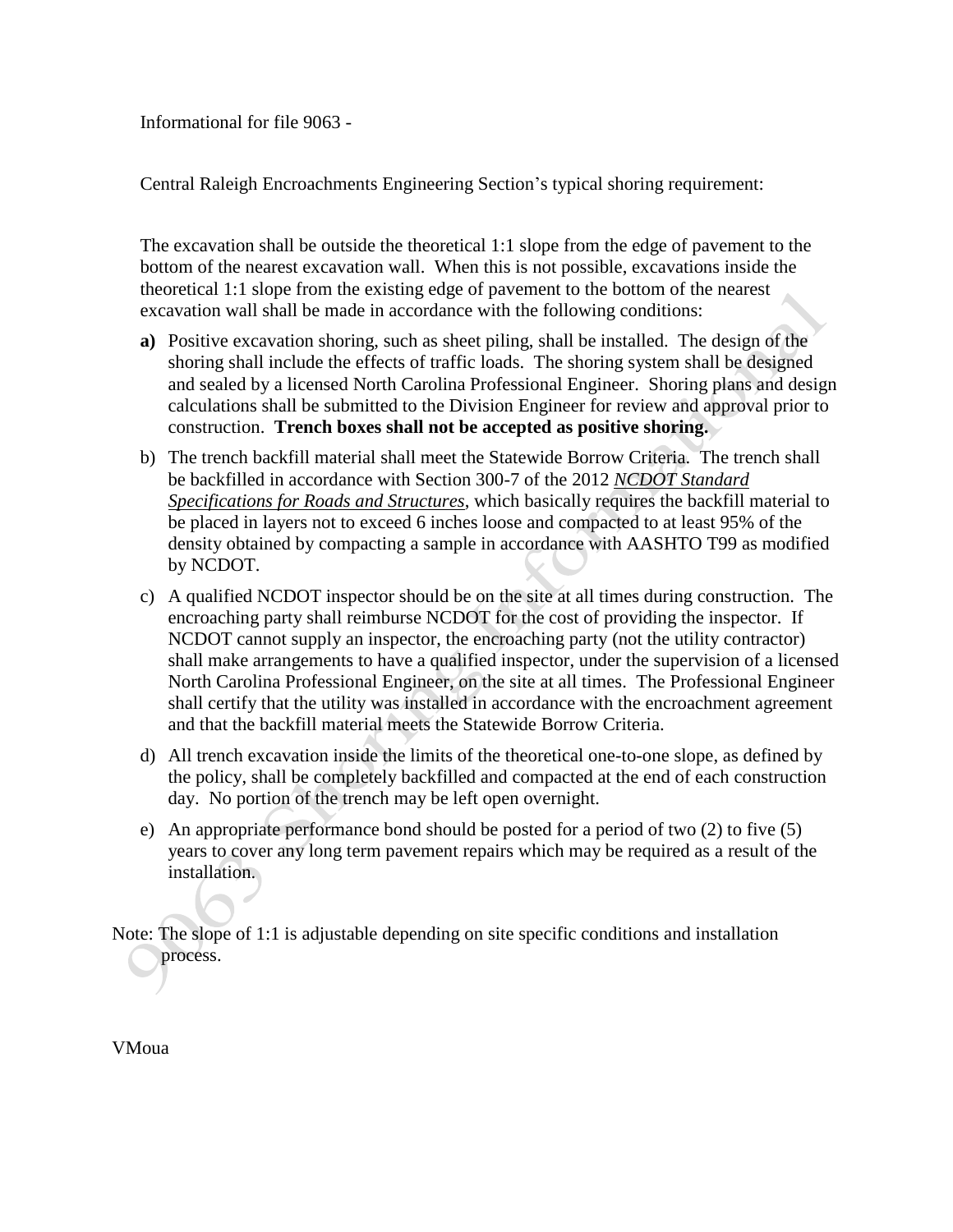Informational for file 9063 -

Central Raleigh Encroachments Engineering Section's typical shoring requirement:

The excavation shall be outside the theoretical 1:1 slope from the edge of pavement to the bottom of the nearest excavation wall. When this is not possible, excavations inside the theoretical 1:1 slope from the existing edge of pavement to the bottom of the nearest excavation wall shall be made in accordance with the following conditions:

**a)** Positive excavation shoring, such as sheet piling, shall be installed. The design of the shoring shall include the effects of traffic loads. The shoring system shall be designed and sealed by a licensed North Carolina Professional Engineer. Shoring plans and design calculations shall be submitted to the Division Engineer for review and approval prior to construction. **Trench boxes shall not be accepted as positive shoring.**

b) The trench backfill material shall meet the Statewide Borrow Criteria. The trench shall be backfilled in accordance with Section 300-7 of the 2012 *NCDOT Standard Specifications for Roads and Structures*, which basically requires the backfill material to be placed in layers not to exceed 6 inches loose and compacted to at least 95% of the density obtained by compacting a sample in accordance with AASHTO T99 as modified by NCDOT.

c) A qualified NCDOT inspector should be on the site at all times during construction. The encroaching party shall reimburse NCDOT for the cost of providing the inspector. If NCDOT cannot supply an inspector, the encroaching party (not the utility contractor) shall make arrangements to have a qualified inspector, under the supervision of a licensed North Carolina Professional Engineer, on the site at all times. The Professional Engineer shall certify that the utility was installed in accordance with the encroachment agreement and that the backfill material meets the Statewide Borrow Criteria.

d) All trench excavation inside the limits of the theoretical one-to-one slope, as defined by the policy, shall be completely backfilled and compacted at the end of each construction day. No portion of the trench may be left open overnight.

e) An appropriate performance bond should be posted for a period of two (2) to five (5) years to cover any long term pavement repairs which may be required as a result of the installation.

Note: The slope of 1:1 is adjustable depending on site specific conditions and installation process.

VMoua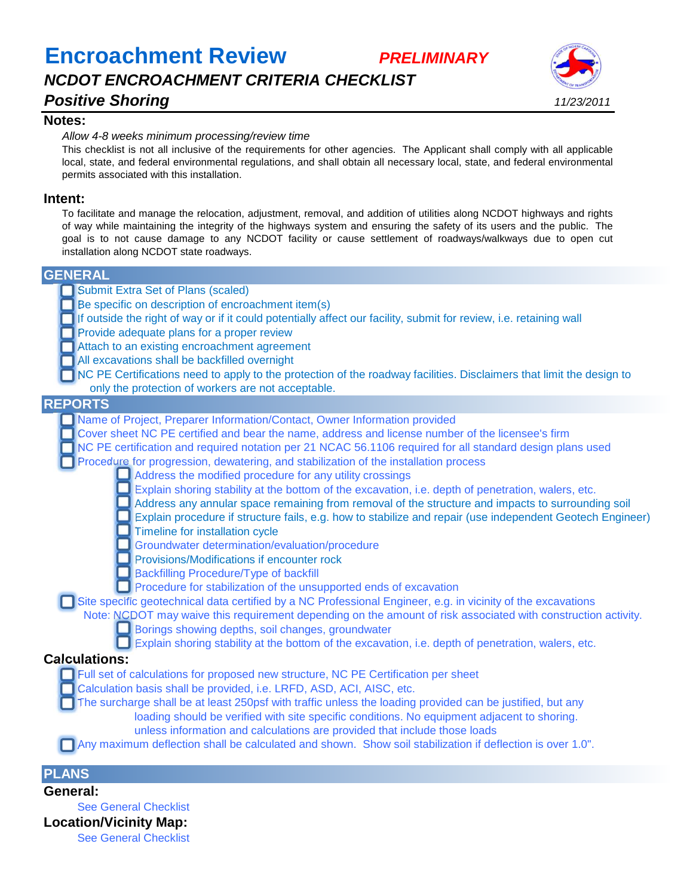# Encroachment Review

***PRELIMINARY***

## *NCDOT ENCROACHMENT CRITERIA CHECKLIST*

## *Positive Shoring*

*11/23/2011*

### Notes:

*Allow 4-8 weeks minimum processing/review time*

This checklist is not all inclusive of the requirements for other agencies. The Applicant shall comply with all applicable local, state, and federal environmental regulations, and shall obtain all necessary local, state, and federal environmental permits associated with this installation.

### Intent:

To facilitate and manage the relocation, adjustment, removal, and addition of utilities along NCDOT highways and rights of way while maintaining the integrity of the highways system and ensuring the safety of its users and the public. The goal is to not cause damage to any NCDOT facility or cause settlement of roadways/walkways due to open cut installation along NCDOT state roadways.

## GENERAL

- [ ] Submit Extra Set of Plans (scaled)
- [ ] Be specific on description of encroachment item(s)
- [ ] If outside the right of way or if it could potentially affect our facility, submit for review, i.e. retaining wall
- [ ] Provide adequate plans for a proper review
- [ ] Attach to an existing encroachment agreement
- [ ] All excavations shall be backfilled overnight
- [ ] NC PE Certifications need to apply to the protection of the roadway facilities. Disclaimers that limit the design to only the protection of workers are not acceptable.

## REPORTS

- [ ] Name of Project, Preparer Information/Contact, Owner Information provided
- [ ] Cover sheet NC PE certified and bear the name, address and license number of the licensee's firm
- [ ] NC PE certification and required notation per 21 NCAC 56.1106 required for all standard design plans used
- [ ] Procedure for progression, dewatering, and stabilization of the installation process
  - [ ] Address the modified procedure for any utility crossings
  - [ ] Explain shoring stability at the bottom of the excavation, i.e. depth of penetration, walers, etc.
  - [ ] Address any annular space remaining from removal of the structure and impacts to surrounding soil
  - [ ] Explain procedure if structure fails, e.g. how to stabilize and repair (use independent Geotech Engineer)
  - [ ] Timeline for installation cycle
  - [ ] Groundwater determination/evaluation/procedure
  - [ ] Provisions/Modifications if encounter rock
  - [ ] Backfilling Procedure/Type of backfill
  - [ ] Procedure for stabilization of the unsupported ends of excavation
- [ ] Site specific geotechnical data certified by a NC Professional Engineer, e.g. in vicinity of the excavations

  Note: NCDOT may waive this requirement depending on the amount of risk associated with construction activity.
  - [ ] Borings showing depths, soil changes, groundwater
  - [ ] Explain shoring stability at the bottom of the excavation, i.e. depth of penetration, walers, etc.

### Calculations:

- [ ] Full set of calculations for proposed new structure, NC PE Certification per sheet
- [ ] Calculation basis shall be provided, i.e. LRFD, ASD, ACI, AISC, etc.
- [ ] The surcharge shall be at least 250psf with traffic unless the loading provided can be justified, but any loading should be verified with site specific conditions. No equipment adjacent to shoring. unless information and calculations are provided that include those loads
- [ ] Any maximum deflection shall be calculated and shown. Show soil stabilization if deflection is over 1.0".

## PLANS

### General:

See General Checklist

### Location/Vicinity Map:

See General Checklist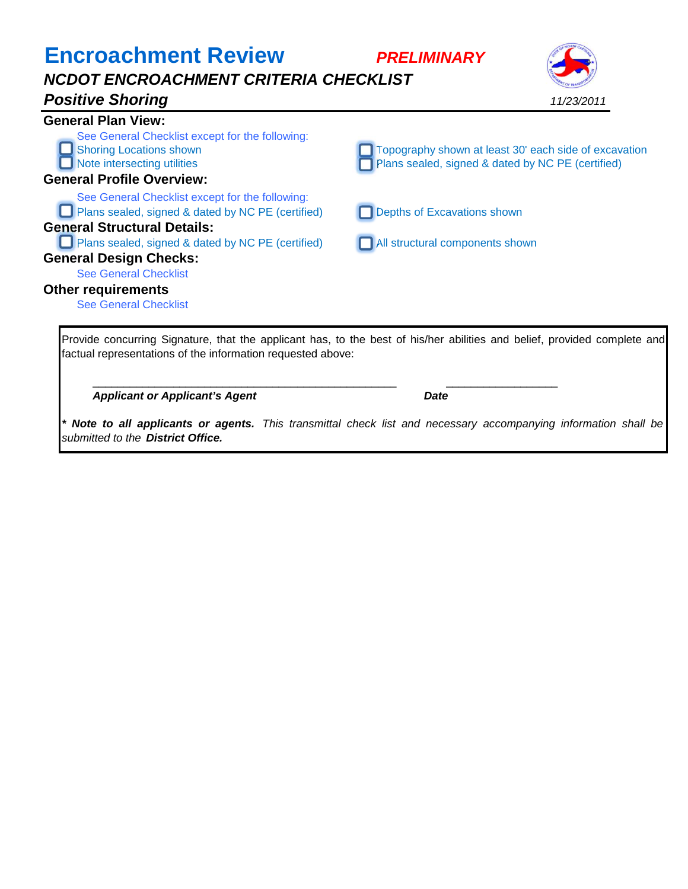# Encroachment Review

***PRELIMINARY***

## *NCDOT ENCROACHMENT CRITERIA CHECKLIST*

## *Positive Shoring*

*11/23/2011*

### General Plan View:

See General Checklist except for the following:

- ☐ Shoring Locations shown
- ☐ Note intersecting utilities
- ☐ Topography shown at least 30' each side of excavation
- ☐ Plans sealed, signed & dated by NC PE (certified)

### General Profile Overview:

See General Checklist except for the following:

- ☐ Plans sealed, signed & dated by NC PE (certified)
- ☐ Depths of Excavations shown

### General Structural Details:

- ☐ Plans sealed, signed & dated by NC PE (certified)
- ☐ All structural components shown

### General Design Checks:

See General Checklist

### Other requirements

See General Checklist

Provide concurring Signature, that the applicant has, to the best of his/her abilities and belief, provided complete and factual representations of the information requested above:

\_\_\_\_\_\_\_\_\_\_\_\_\_\_\_\_\_\_\_\_\_\_\_\_\_\_\_\_\_\_\_\_\_\_\_\_\_\_\_\_\_\_\_\_\_\_\_\_\_\_\_\_ \_\_\_\_\_\_\_\_\_\_\_\_\_\_\_\_\_\_\_\_

***Applicant or Applicant's Agent*** ***Date***

***\* Note to all applicants or agents.*** *This transmittal check list and necessary accompanying information shall be submitted to the* ***District Office.***